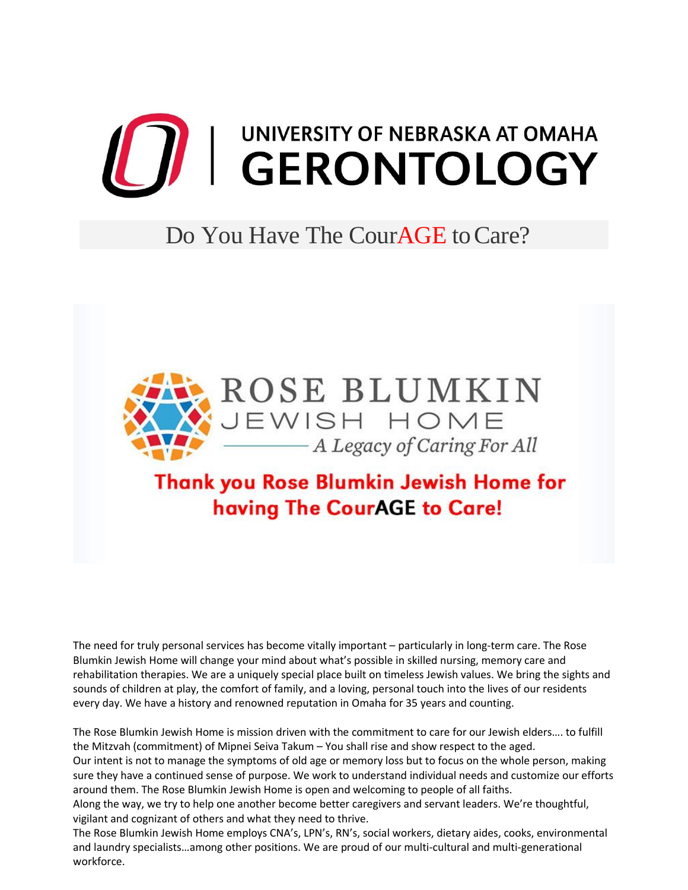# UNIVERSITY OF NEBRASKA AT OMAHA GERONTOLOGY

## Do You Have The CourAGE to Care?

**ROSE BLUMKIN JEWISH HOME**

*A Legacy of Caring For All*

**Thank you Rose Blumkin Jewish Home for having The CourAGE to Care!**

The need for truly personal services has become vitally important – particularly in long-term care. The Rose Blumkin Jewish Home will change your mind about what's possible in skilled nursing, memory care and rehabilitation therapies. We are a uniquely special place built on timeless Jewish values. We bring the sights and sounds of children at play, the comfort of family, and a loving, personal touch into the lives of our residents every day. We have a history and renowned reputation in Omaha for 35 years and counting.

The Rose Blumkin Jewish Home is mission driven with the commitment to care for our Jewish elders…. to fulfill the Mitzvah (commitment) of Mipnei Seiva Takum – You shall rise and show respect to the aged.
Our intent is not to manage the symptoms of old age or memory loss but to focus on the whole person, making sure they have a continued sense of purpose. We work to understand individual needs and customize our efforts around them. The Rose Blumkin Jewish Home is open and welcoming to people of all faiths.
Along the way, we try to help one another become better caregivers and servant leaders. We're thoughtful, vigilant and cognizant of others and what they need to thrive.
The Rose Blumkin Jewish Home employs CNA's, LPN's, RN's, social workers, dietary aides, cooks, environmental and laundry specialists…among other positions. We are proud of our multi-cultural and multi-generational workforce.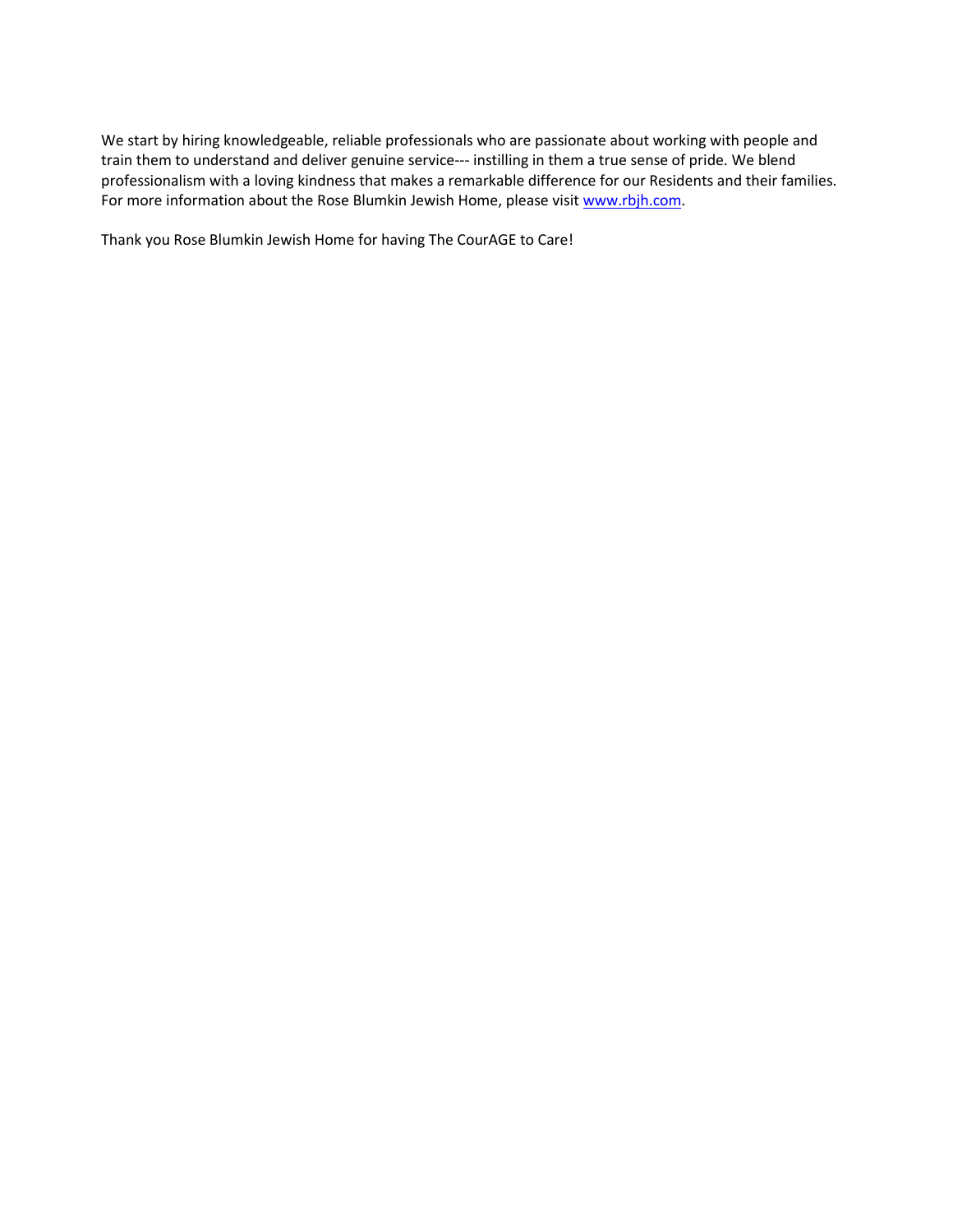We start by hiring knowledgeable, reliable professionals who are passionate about working with people and train them to understand and deliver genuine service--- instilling in them a true sense of pride. We blend professionalism with a loving kindness that makes a remarkable difference for our Residents and their families. For more information about the Rose Blumkin Jewish Home, please visit [www.rbjh.com](http://www.rbjh.com).

Thank you Rose Blumkin Jewish Home for having The CourAGE to Care!